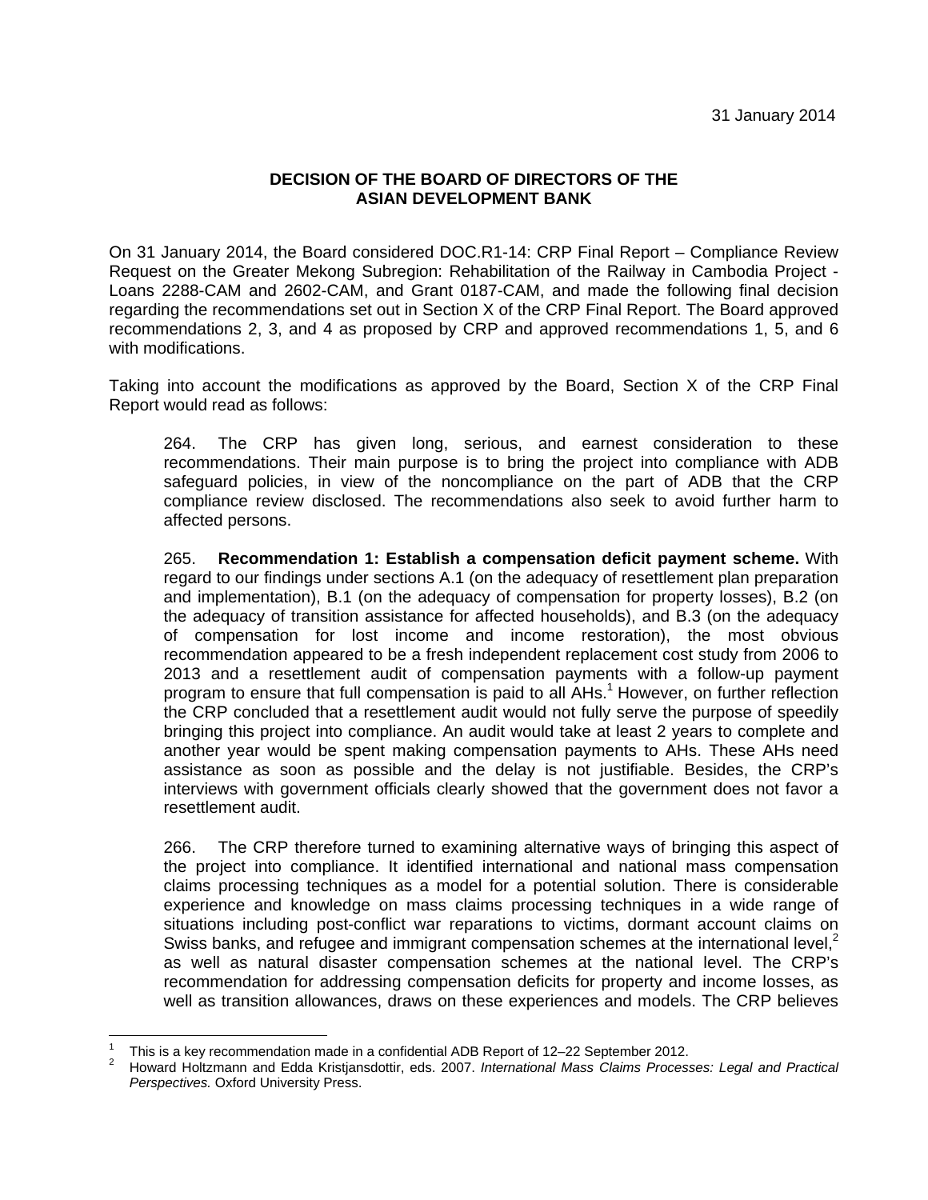31 January 2014

**DECISION OF THE BOARD OF DIRECTORS OF THE ASIAN DEVELOPMENT BANK**

On 31 January 2014, the Board considered DOC.R1-14: CRP Final Report – Compliance Review Request on the Greater Mekong Subregion: Rehabilitation of the Railway in Cambodia Project - Loans 2288-CAM and 2602-CAM, and Grant 0187-CAM, and made the following final decision regarding the recommendations set out in Section X of the CRP Final Report. The Board approved recommendations 2, 3, and 4 as proposed by CRP and approved recommendations 1, 5, and 6 with modifications.

Taking into account the modifications as approved by the Board, Section X of the CRP Final Report would read as follows:

> 264. The CRP has given long, serious, and earnest consideration to these recommendations. Their main purpose is to bring the project into compliance with ADB safeguard policies, in view of the noncompliance on the part of ADB that the CRP compliance review disclosed. The recommendations also seek to avoid further harm to affected persons.
>
> 265. **Recommendation 1: Establish a compensation deficit payment scheme.** With regard to our findings under sections A.1 (on the adequacy of resettlement plan preparation and implementation), B.1 (on the adequacy of compensation for property losses), B.2 (on the adequacy of transition assistance for affected households), and B.3 (on the adequacy of compensation for lost income and income restoration), the most obvious recommendation appeared to be a fresh independent replacement cost study from 2006 to 2013 and a resettlement audit of compensation payments with a follow-up payment program to ensure that full compensation is paid to all AHs.[1] However, on further reflection the CRP concluded that a resettlement audit would not fully serve the purpose of speedily bringing this project into compliance. An audit would take at least 2 years to complete and another year would be spent making compensation payments to AHs. These AHs need assistance as soon as possible and the delay is not justifiable. Besides, the CRP's interviews with government officials clearly showed that the government does not favor a resettlement audit.
>
> 266. The CRP therefore turned to examining alternative ways of bringing this aspect of the project into compliance. It identified international and national mass compensation claims processing techniques as a model for a potential solution. There is considerable experience and knowledge on mass claims processing techniques in a wide range of situations including post-conflict war reparations to victims, dormant account claims on Swiss banks, and refugee and immigrant compensation schemes at the international level,[2] as well as natural disaster compensation schemes at the national level. The CRP's recommendation for addressing compensation deficits for property and income losses, as well as transition allowances, draws on these experiences and models. The CRP believes

---

[1] This is a key recommendation made in a confidential ADB Report of 12–22 September 2012.

[2] Howard Holtzmann and Edda Kristjansdottir, eds. 2007. *International Mass Claims Processes: Legal and Practical Perspectives.* Oxford University Press.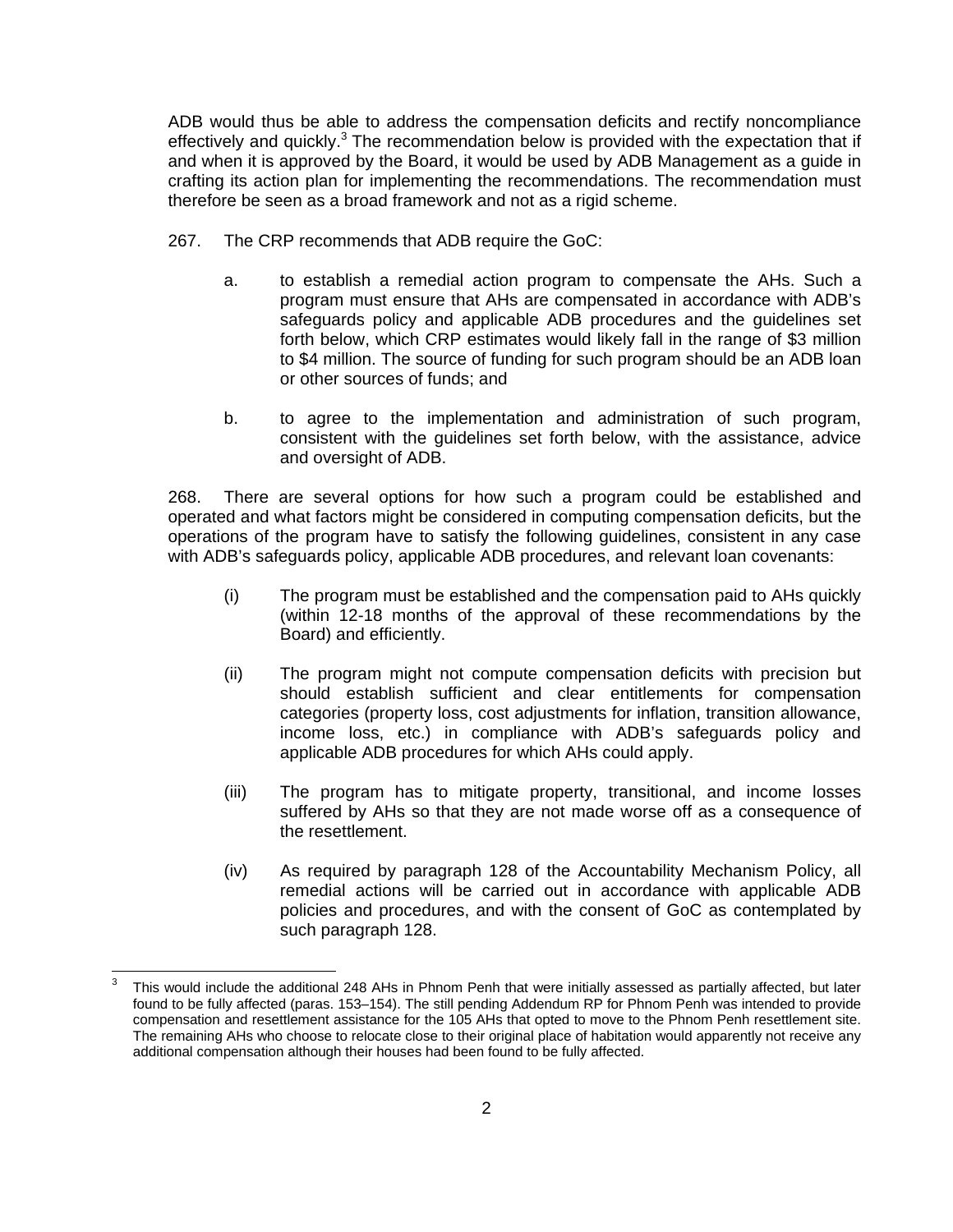ADB would thus be able to address the compensation deficits and rectify noncompliance effectively and quickly.[3] The recommendation below is provided with the expectation that if and when it is approved by the Board, it would be used by ADB Management as a guide in crafting its action plan for implementing the recommendations. The recommendation must therefore be seen as a broad framework and not as a rigid scheme.

267. The CRP recommends that ADB require the GoC:

a. to establish a remedial action program to compensate the AHs. Such a program must ensure that AHs are compensated in accordance with ADB's safeguards policy and applicable ADB procedures and the guidelines set forth below, which CRP estimates would likely fall in the range of $3 million to $4 million. The source of funding for such program should be an ADB loan or other sources of funds; and

b. to agree to the implementation and administration of such program, consistent with the guidelines set forth below, with the assistance, advice and oversight of ADB.

268. There are several options for how such a program could be established and operated and what factors might be considered in computing compensation deficits, but the operations of the program have to satisfy the following guidelines, consistent in any case with ADB's safeguards policy, applicable ADB procedures, and relevant loan covenants:

(i) The program must be established and the compensation paid to AHs quickly (within 12-18 months of the approval of these recommendations by the Board) and efficiently.

(ii) The program might not compute compensation deficits with precision but should establish sufficient and clear entitlements for compensation categories (property loss, cost adjustments for inflation, transition allowance, income loss, etc.) in compliance with ADB's safeguards policy and applicable ADB procedures for which AHs could apply.

(iii) The program has to mitigate property, transitional, and income losses suffered by AHs so that they are not made worse off as a consequence of the resettlement.

(iv) As required by paragraph 128 of the Accountability Mechanism Policy, all remedial actions will be carried out in accordance with applicable ADB policies and procedures, and with the consent of GoC as contemplated by such paragraph 128.

---

[3] This would include the additional 248 AHs in Phnom Penh that were initially assessed as partially affected, but later found to be fully affected (paras. 153–154). The still pending Addendum RP for Phnom Penh was intended to provide compensation and resettlement assistance for the 105 AHs that opted to move to the Phnom Penh resettlement site. The remaining AHs who choose to relocate close to their original place of habitation would apparently not receive any additional compensation although their houses had been found to be fully affected.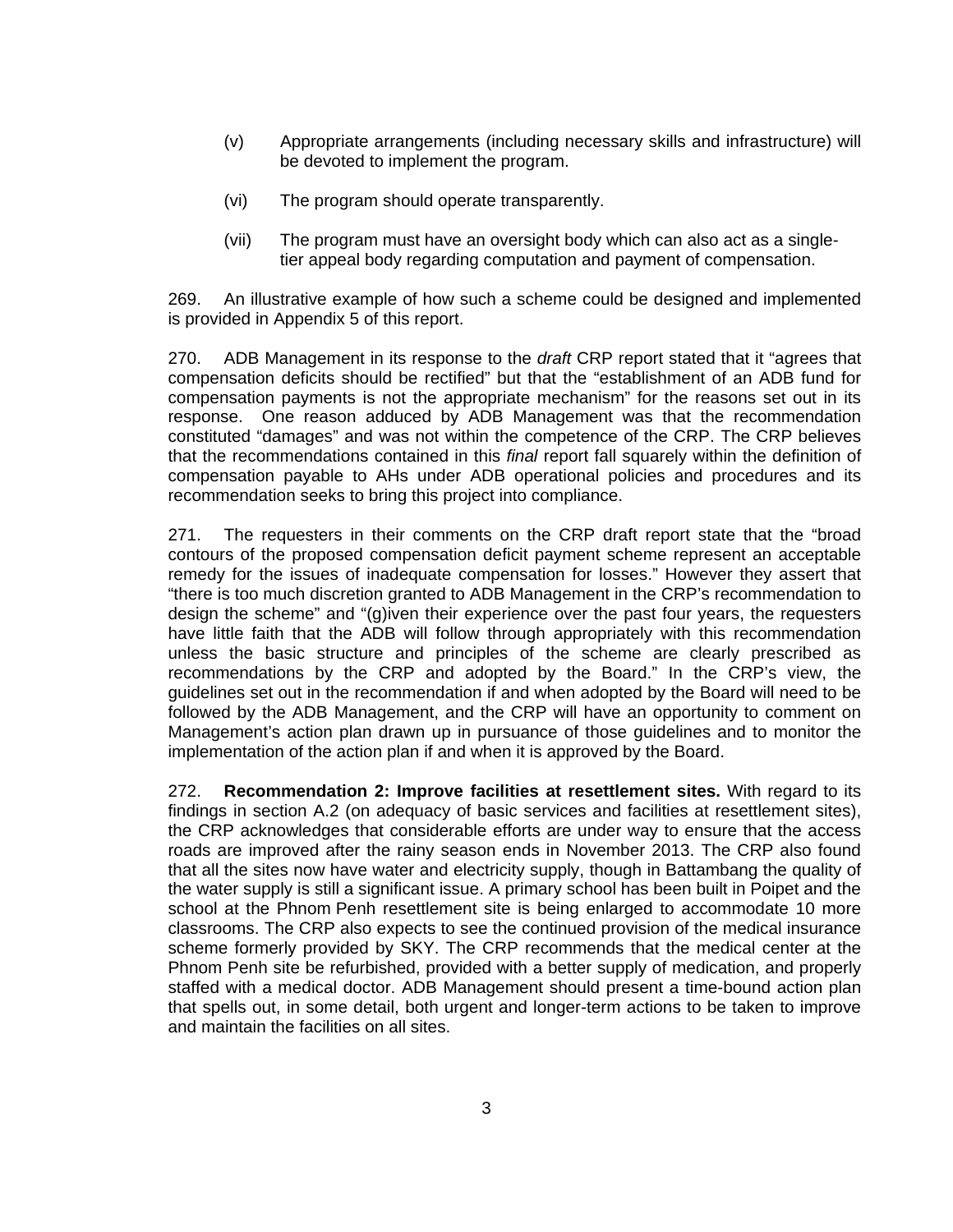(v) Appropriate arrangements (including necessary skills and infrastructure) will be devoted to implement the program.

(vi) The program should operate transparently.

(vii) The program must have an oversight body which can also act as a single-tier appeal body regarding computation and payment of compensation.

269. An illustrative example of how such a scheme could be designed and implemented is provided in Appendix 5 of this report.

270. ADB Management in its response to the *draft* CRP report stated that it "agrees that compensation deficits should be rectified" but that the "establishment of an ADB fund for compensation payments is not the appropriate mechanism" for the reasons set out in its response. One reason adduced by ADB Management was that the recommendation constituted "damages" and was not within the competence of the CRP. The CRP believes that the recommendations contained in this *final* report fall squarely within the definition of compensation payable to AHs under ADB operational policies and procedures and its recommendation seeks to bring this project into compliance.

271. The requesters in their comments on the CRP draft report state that the "broad contours of the proposed compensation deficit payment scheme represent an acceptable remedy for the issues of inadequate compensation for losses." However they assert that "there is too much discretion granted to ADB Management in the CRP's recommendation to design the scheme" and "(g)iven their experience over the past four years, the requesters have little faith that the ADB will follow through appropriately with this recommendation unless the basic structure and principles of the scheme are clearly prescribed as recommendations by the CRP and adopted by the Board." In the CRP's view, the guidelines set out in the recommendation if and when adopted by the Board will need to be followed by the ADB Management, and the CRP will have an opportunity to comment on Management's action plan drawn up in pursuance of those guidelines and to monitor the implementation of the action plan if and when it is approved by the Board.

272. **Recommendation 2: Improve facilities at resettlement sites.** With regard to its findings in section A.2 (on adequacy of basic services and facilities at resettlement sites), the CRP acknowledges that considerable efforts are under way to ensure that the access roads are improved after the rainy season ends in November 2013. The CRP also found that all the sites now have water and electricity supply, though in Battambang the quality of the water supply is still a significant issue. A primary school has been built in Poipet and the school at the Phnom Penh resettlement site is being enlarged to accommodate 10 more classrooms. The CRP also expects to see the continued provision of the medical insurance scheme formerly provided by SKY. The CRP recommends that the medical center at the Phnom Penh site be refurbished, provided with a better supply of medication, and properly staffed with a medical doctor. ADB Management should present a time-bound action plan that spells out, in some detail, both urgent and longer-term actions to be taken to improve and maintain the facilities on all sites.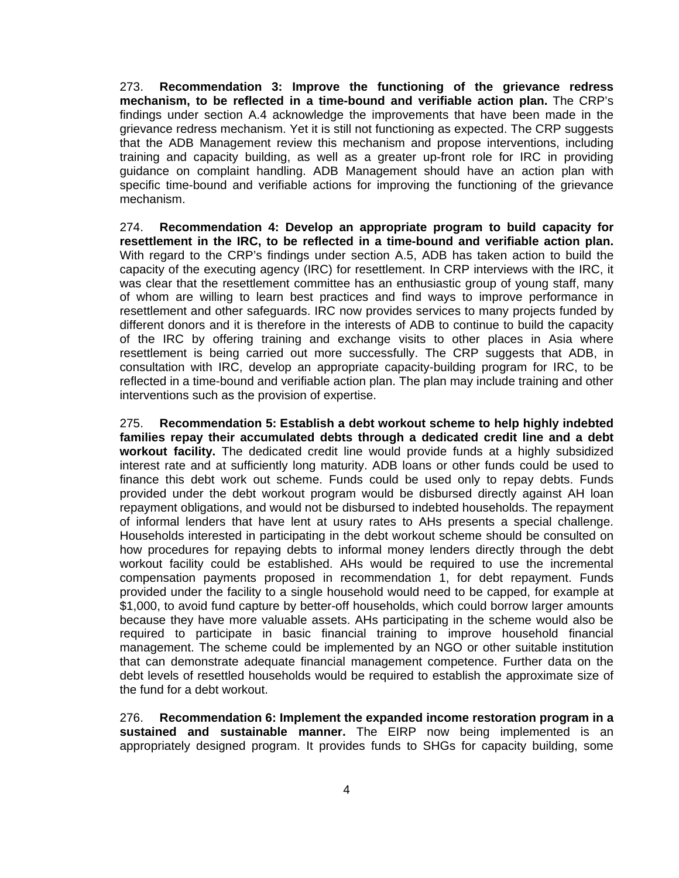273. **Recommendation 3: Improve the functioning of the grievance redress mechanism, to be reflected in a time-bound and verifiable action plan.** The CRP's findings under section A.4 acknowledge the improvements that have been made in the grievance redress mechanism. Yet it is still not functioning as expected. The CRP suggests that the ADB Management review this mechanism and propose interventions, including training and capacity building, as well as a greater up-front role for IRC in providing guidance on complaint handling. ADB Management should have an action plan with specific time-bound and verifiable actions for improving the functioning of the grievance mechanism.

274. **Recommendation 4: Develop an appropriate program to build capacity for resettlement in the IRC, to be reflected in a time-bound and verifiable action plan.** With regard to the CRP's findings under section A.5, ADB has taken action to build the capacity of the executing agency (IRC) for resettlement. In CRP interviews with the IRC, it was clear that the resettlement committee has an enthusiastic group of young staff, many of whom are willing to learn best practices and find ways to improve performance in resettlement and other safeguards. IRC now provides services to many projects funded by different donors and it is therefore in the interests of ADB to continue to build the capacity of the IRC by offering training and exchange visits to other places in Asia where resettlement is being carried out more successfully. The CRP suggests that ADB, in consultation with IRC, develop an appropriate capacity-building program for IRC, to be reflected in a time-bound and verifiable action plan. The plan may include training and other interventions such as the provision of expertise.

275. **Recommendation 5: Establish a debt workout scheme to help highly indebted families repay their accumulated debts through a dedicated credit line and a debt workout facility.** The dedicated credit line would provide funds at a highly subsidized interest rate and at sufficiently long maturity. ADB loans or other funds could be used to finance this debt work out scheme. Funds could be used only to repay debts. Funds provided under the debt workout program would be disbursed directly against AH loan repayment obligations, and would not be disbursed to indebted households. The repayment of informal lenders that have lent at usury rates to AHs presents a special challenge. Households interested in participating in the debt workout scheme should be consulted on how procedures for repaying debts to informal money lenders directly through the debt workout facility could be established. AHs would be required to use the incremental compensation payments proposed in recommendation 1, for debt repayment. Funds provided under the facility to a single household would need to be capped, for example at $1,000, to avoid fund capture by better-off households, which could borrow larger amounts because they have more valuable assets. AHs participating in the scheme would also be required to participate in basic financial training to improve household financial management. The scheme could be implemented by an NGO or other suitable institution that can demonstrate adequate financial management competence. Further data on the debt levels of resettled households would be required to establish the approximate size of the fund for a debt workout.

276. **Recommendation 6: Implement the expanded income restoration program in a sustained and sustainable manner.** The EIRP now being implemented is an appropriately designed program. It provides funds to SHGs for capacity building, some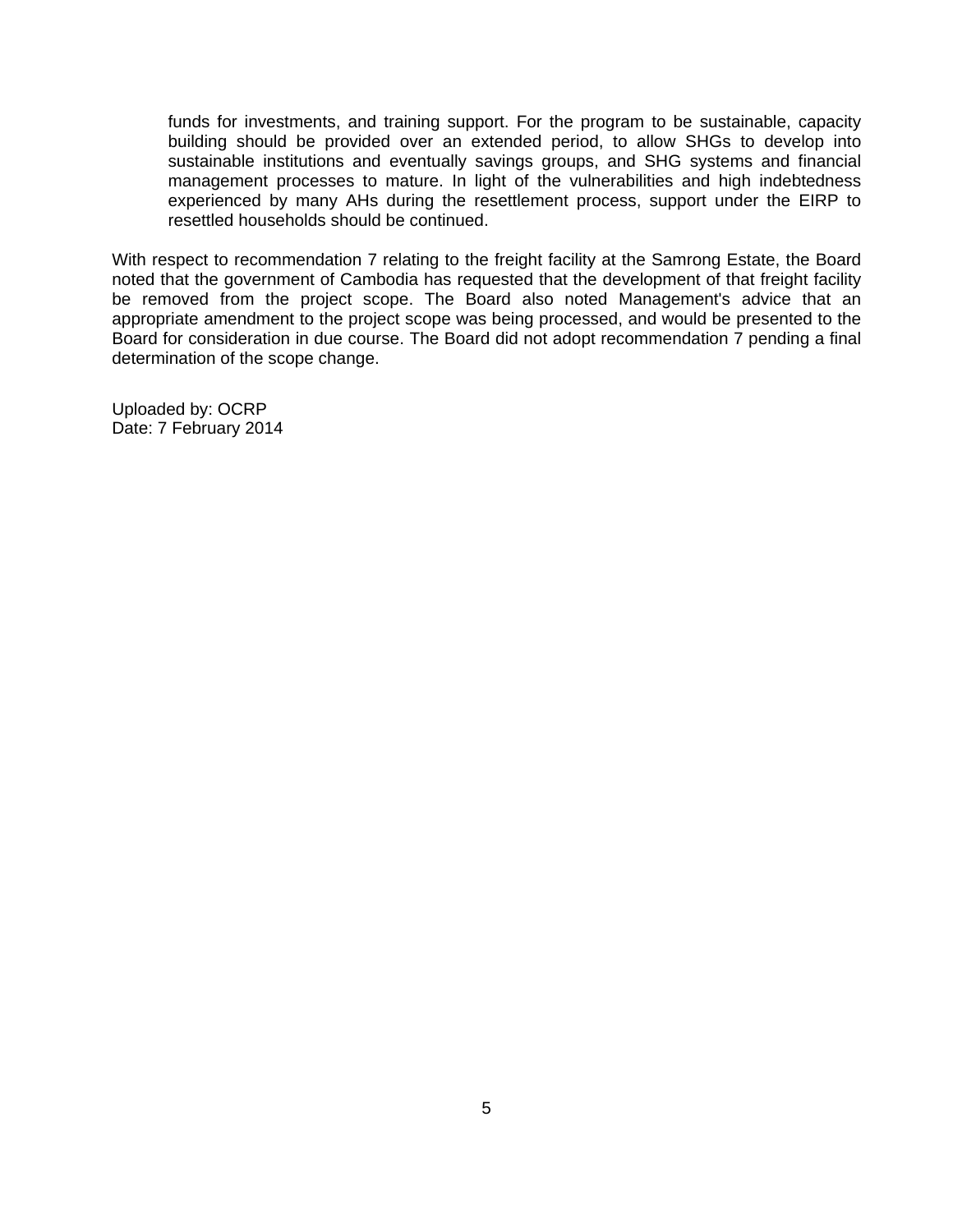funds for investments, and training support. For the program to be sustainable, capacity building should be provided over an extended period, to allow SHGs to develop into sustainable institutions and eventually savings groups, and SHG systems and financial management processes to mature. In light of the vulnerabilities and high indebtedness experienced by many AHs during the resettlement process, support under the EIRP to resettled households should be continued.

With respect to recommendation 7 relating to the freight facility at the Samrong Estate, the Board noted that the government of Cambodia has requested that the development of that freight facility be removed from the project scope. The Board also noted Management's advice that an appropriate amendment to the project scope was being processed, and would be presented to the Board for consideration in due course. The Board did not adopt recommendation 7 pending a final determination of the scope change.

Uploaded by: OCRP
Date: 7 February 2014